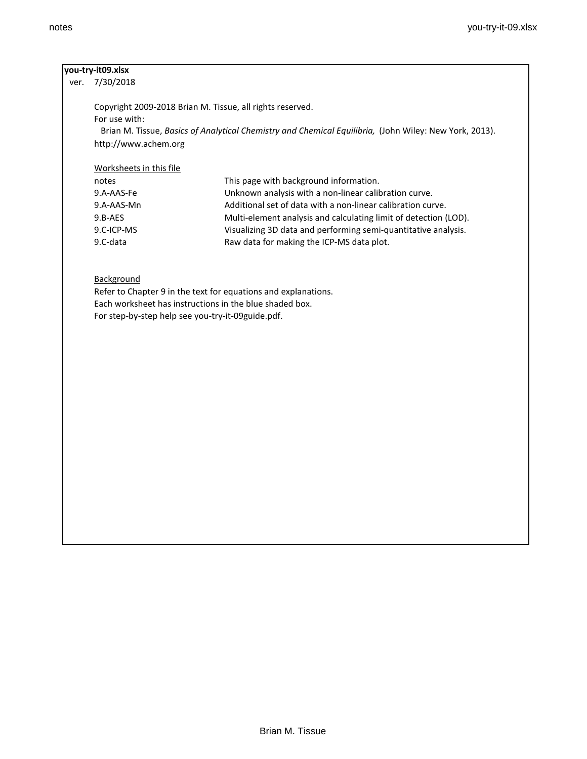**you-try-it09.xlsx**

ver. 7/30/2018

Copyright 2009-2018 Brian M. Tissue, all rights reserved.
For use with:
Brian M. Tissue, *Basics of Analytical Chemistry and Chemical Equilibria,* (John Wiley: New York, 2013).
http://www.achem.org

Worksheets in this file

| | |
|---|---|
| notes | This page with background information. |
| 9.A-AAS-Fe | Unknown analysis with a non-linear calibration curve. |
| 9.A-AAS-Mn | Additional set of data with a non-linear calibration curve. |
| 9.B-AES | Multi-element analysis and calculating limit of detection (LOD). |
| 9.C-ICP-MS | Visualizing 3D data and performing semi-quantitative analysis. |
| 9.C-data | Raw data for making the ICP-MS data plot. |

Background

Refer to Chapter 9 in the text for equations and explanations.
Each worksheet has instructions in the blue shaded box.
For step-by-step help see you-try-it-09guide.pdf.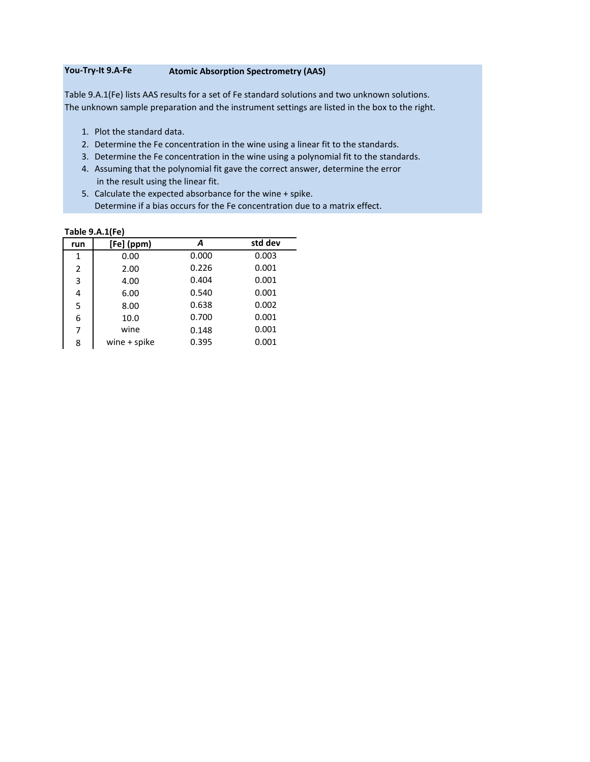**You-Try-It 9.A-Fe** **Atomic Absorption Spectrometry (AAS)**

Table 9.A.1(Fe) lists AAS results for a set of Fe standard solutions and two unknown solutions. The unknown sample preparation and the instrument settings are listed in the box to the right.

1. Plot the standard data.
2. Determine the Fe concentration in the wine using a linear fit to the standards.
3. Determine the Fe concentration in the wine using a polynomial fit to the standards.
4. Assuming that the polynomial fit gave the correct answer, determine the error in the result using the linear fit.
5. Calculate the expected absorbance for the wine + spike. Determine if a bias occurs for the Fe concentration due to a matrix effect.

**Table 9.A.1(Fe)**

| run | [Fe] (ppm) | *A* | std dev |
|---|---|---|---|
| 1 | 0.00 | 0.000 | 0.003 |
| 2 | 2.00 | 0.226 | 0.001 |
| 3 | 4.00 | 0.404 | 0.001 |
| 4 | 6.00 | 0.540 | 0.001 |
| 5 | 8.00 | 0.638 | 0.002 |
| 6 | 10.0 | 0.700 | 0.001 |
| 7 | wine | 0.148 | 0.001 |
| 8 | wine + spike | 0.395 | 0.001 |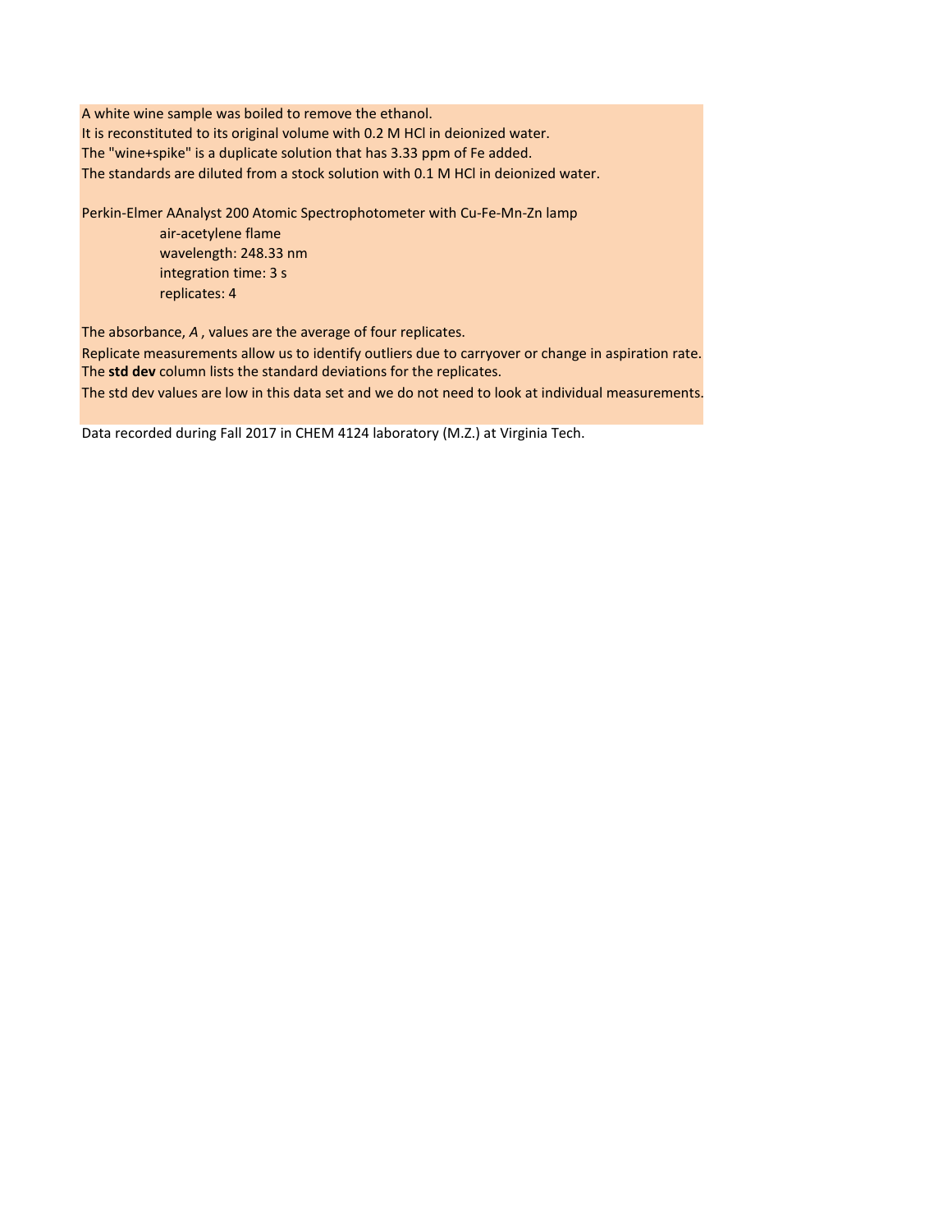A white wine sample was boiled to remove the ethanol.
It is reconstituted to its original volume with 0.2 M HCl in deionized water.
The "wine+spike" is a duplicate solution that has 3.33 ppm of Fe added.
The standards are diluted from a stock solution with 0.1 M HCl in deionized water.

Perkin-Elmer AAnalyst 200 Atomic Spectrophotometer with Cu-Fe-Mn-Zn lamp

- air-acetylene flame
- wavelength: 248.33 nm
- integration time: 3 s
- replicates: 4

The absorbance, *A* , values are the average of four replicates.
Replicate measurements allow us to identify outliers due to carryover or change in aspiration rate.
The **std dev** column lists the standard deviations for the replicates.
The std dev values are low in this data set and we do not need to look at individual measurements.

Data recorded during Fall 2017 in CHEM 4124 laboratory (M.Z.) at Virginia Tech.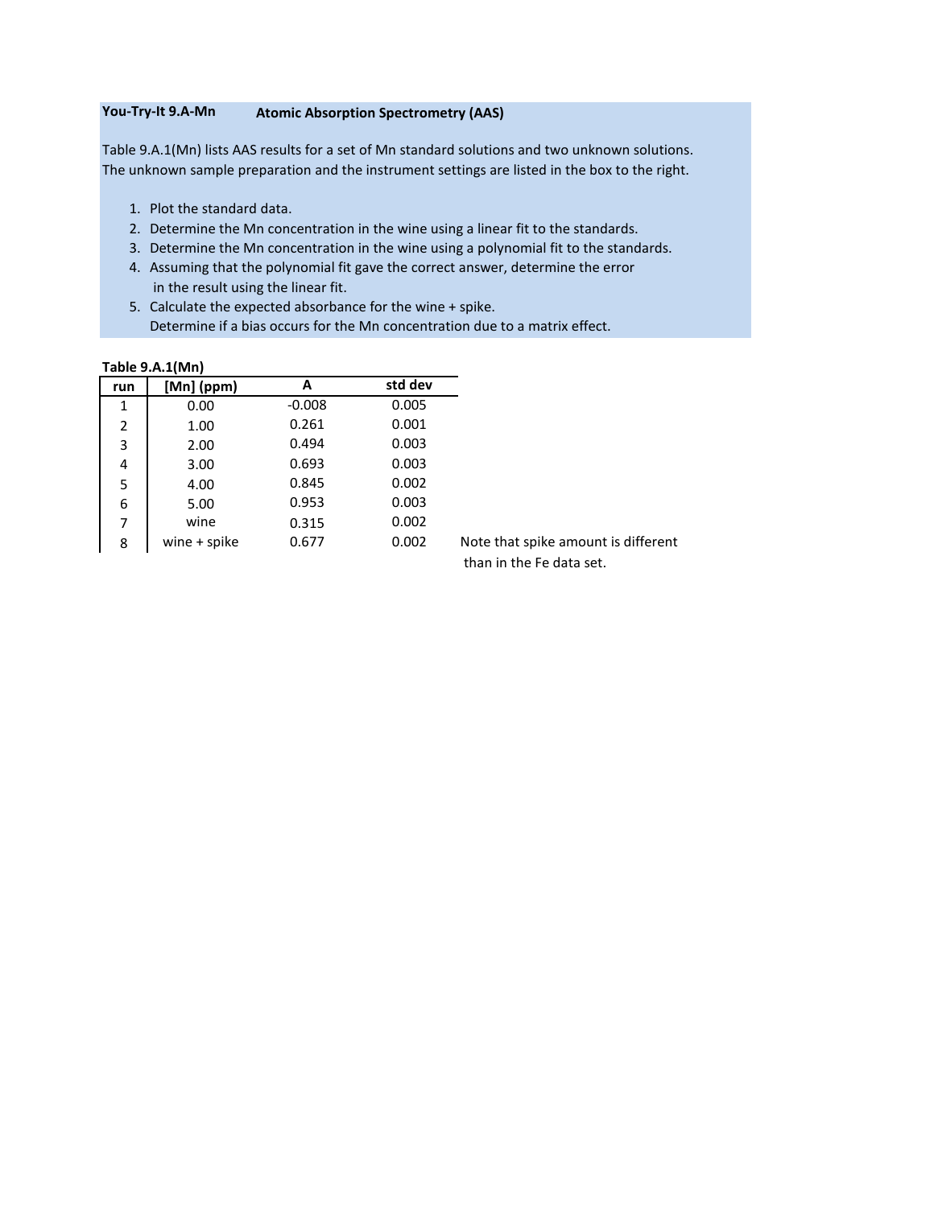**You-Try-It 9.A-Mn** **Atomic Absorption Spectrometry (AAS)**

Table 9.A.1(Mn) lists AAS results for a set of Mn standard solutions and two unknown solutions. The unknown sample preparation and the instrument settings are listed in the box to the right.

1. Plot the standard data.
2. Determine the Mn concentration in the wine using a linear fit to the standards.
3. Determine the Mn concentration in the wine using a polynomial fit to the standards.
4. Assuming that the polynomial fit gave the correct answer, determine the error in the result using the linear fit.
5. Calculate the expected absorbance for the wine + spike.
   Determine if a bias occurs for the Mn concentration due to a matrix effect.

**Table 9.A.1(Mn)**

| run | [Mn] (ppm) | A | std dev |
|---|---|---|---|
| 1 | 0.00 | -0.008 | 0.005 |
| 2 | 1.00 | 0.261 | 0.001 |
| 3 | 2.00 | 0.494 | 0.003 |
| 4 | 3.00 | 0.693 | 0.003 |
| 5 | 4.00 | 0.845 | 0.002 |
| 6 | 5.00 | 0.953 | 0.003 |
| 7 | wine | 0.315 | 0.002 |
| 8 | wine + spike | 0.677 | 0.002 |

Note that spike amount is different than in the Fe data set.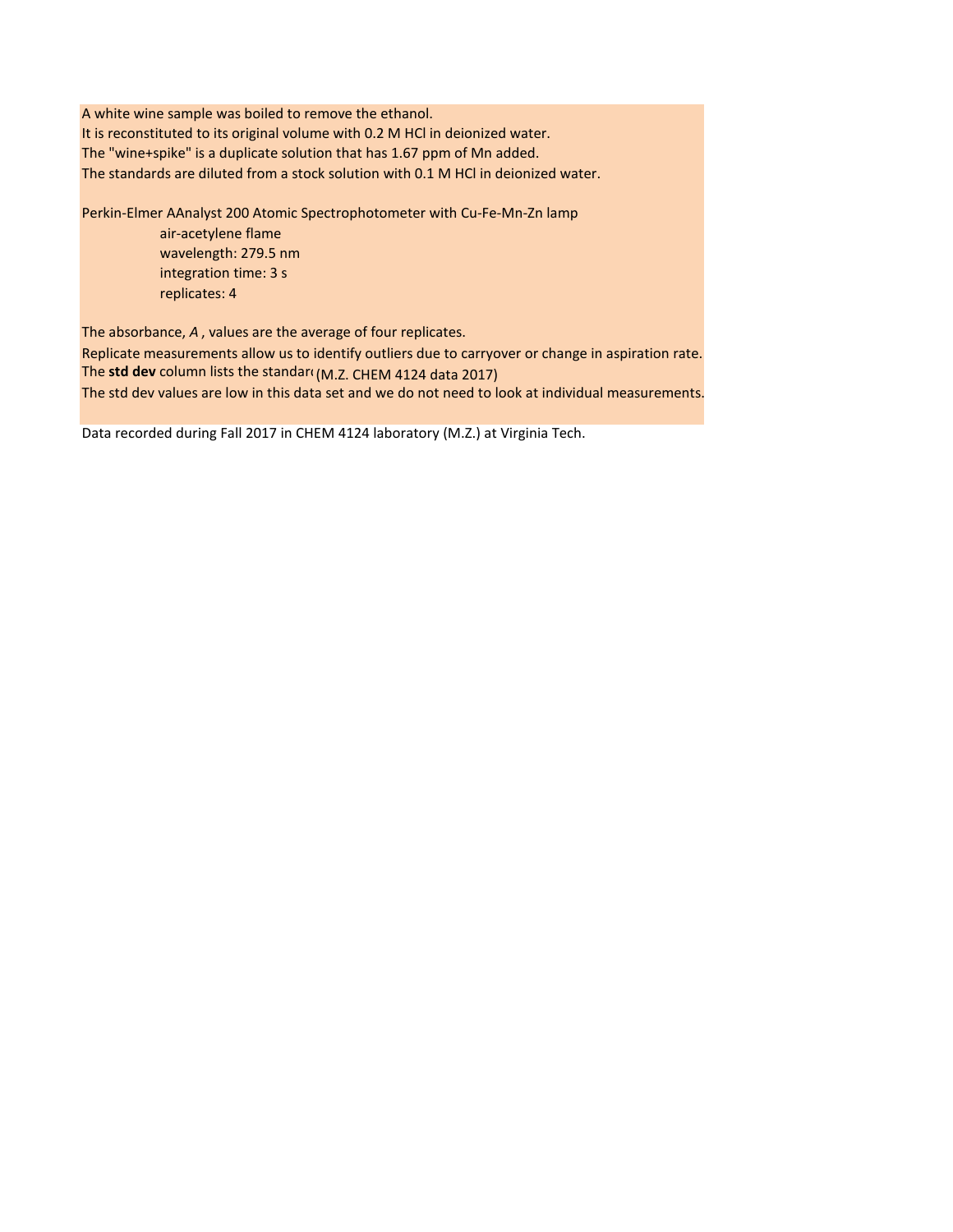A white wine sample was boiled to remove the ethanol.
It is reconstituted to its original volume with 0.2 M HCl in deionized water.
The "wine+spike" is a duplicate solution that has 1.67 ppm of Mn added.
The standards are diluted from a stock solution with 0.1 M HCl in deionized water.

Perkin-Elmer AAnalyst 200 Atomic Spectrophotometer with Cu-Fe-Mn-Zn lamp

- air-acetylene flame
- wavelength: 279.5 nm
- integration time: 3 s
- replicates: 4

The absorbance, *A* , values are the average of four replicates.
Replicate measurements allow us to identify outliers due to carryover or change in aspiration rate.
The **std dev** column lists the standard (M.Z. CHEM 4124 data 2017)
The std dev values are low in this data set and we do not need to look at individual measurements.

Data recorded during Fall 2017 in CHEM 4124 laboratory (M.Z.) at Virginia Tech.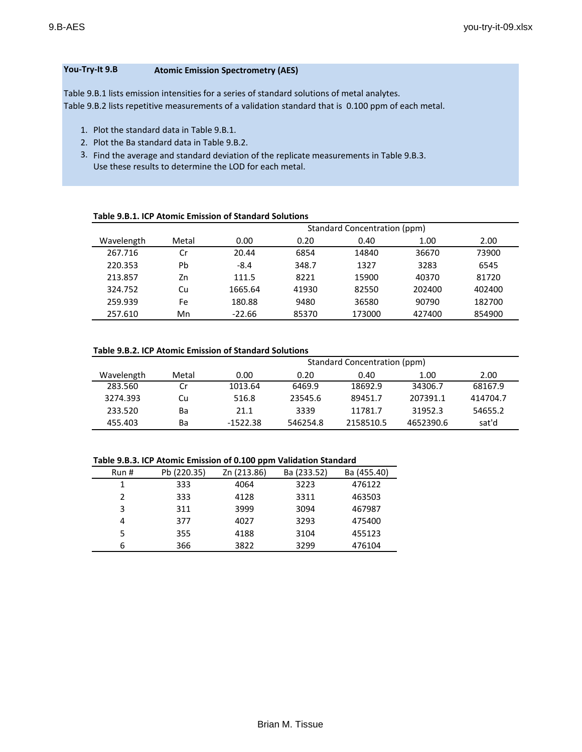**You-Try-It 9.B** **Atomic Emission Spectrometry (AES)**

Table 9.B.1 lists emission intensities for a series of standard solutions of metal analytes.
Table 9.B.2 lists repetitive measurements of a validation standard that is 0.100 ppm of each metal.

1. Plot the standard data in Table 9.B.1.
2. Plot the Ba standard data in Table 9.B.2.
3. Find the average and standard deviation of the replicate measurements in Table 9.B.3. Use these results to determine the LOD for each metal.

**Table 9.B.1. ICP Atomic Emission of Standard Solutions**

| | | Standard Concentration (ppm) | | | | |
|---|---|---|---|---|---|---|
| Wavelength | Metal | 0.00 | 0.20 | 0.40 | 1.00 | 2.00 |
| 267.716 | Cr | 20.44 | 6854 | 14840 | 36670 | 73900 |
| 220.353 | Pb | -8.4 | 348.7 | 1327 | 3283 | 6545 |
| 213.857 | Zn | 111.5 | 8221 | 15900 | 40370 | 81720 |
| 324.752 | Cu | 1665.64 | 41930 | 82550 | 202400 | 402400 |
| 259.939 | Fe | 180.88 | 9480 | 36580 | 90790 | 182700 |
| 257.610 | Mn | -22.66 | 85370 | 173000 | 427400 | 854900 |

**Table 9.B.2. ICP Atomic Emission of Standard Solutions**

| | | Standard Concentration (ppm) | | | | |
|---|---|---|---|---|---|---|
| Wavelength | Metal | 0.00 | 0.20 | 0.40 | 1.00 | 2.00 |
| 283.560 | Cr | 1013.64 | 6469.9 | 18692.9 | 34306.7 | 68167.9 |
| 3274.393 | Cu | 516.8 | 23545.6 | 89451.7 | 207391.1 | 414704.7 |
| 233.520 | Ba | 21.1 | 3339 | 11781.7 | 31952.3 | 54655.2 |
| 455.403 | Ba | -1522.38 | 546254.8 | 2158510.5 | 4652390.6 | sat'd |

**Table 9.B.3. ICP Atomic Emission of 0.100 ppm Validation Standard**

| Run # | Pb (220.35) | Zn (213.86) | Ba (233.52) | Ba (455.40) |
|---|---|---|---|---|
| 1 | 333 | 4064 | 3223 | 476122 |
| 2 | 333 | 4128 | 3311 | 463503 |
| 3 | 311 | 3999 | 3094 | 467987 |
| 4 | 377 | 4027 | 3293 | 475400 |
| 5 | 355 | 4188 | 3104 | 455123 |
| 6 | 366 | 3822 | 3299 | 476104 |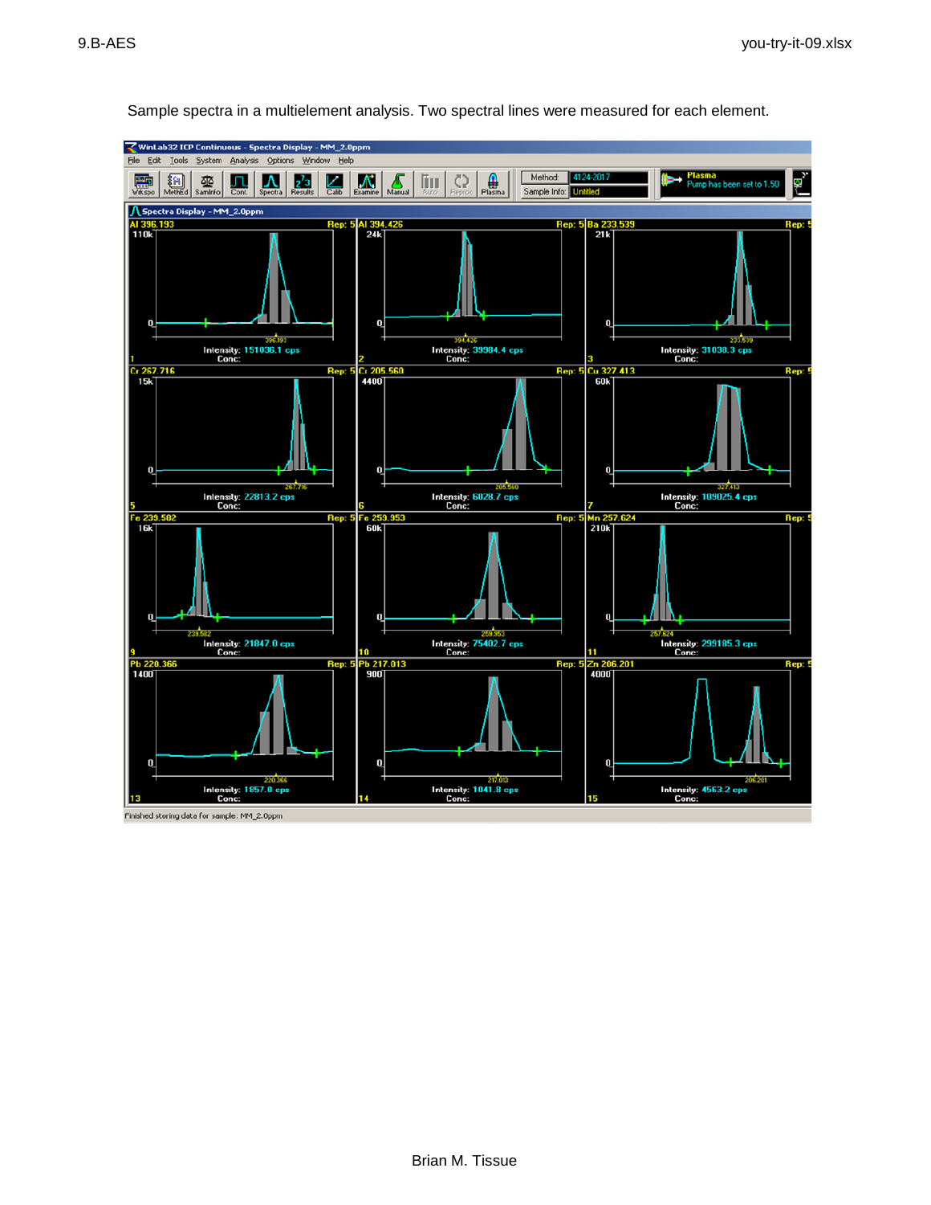Sample spectra in a multielement analysis. Two spectral lines were measured for each element.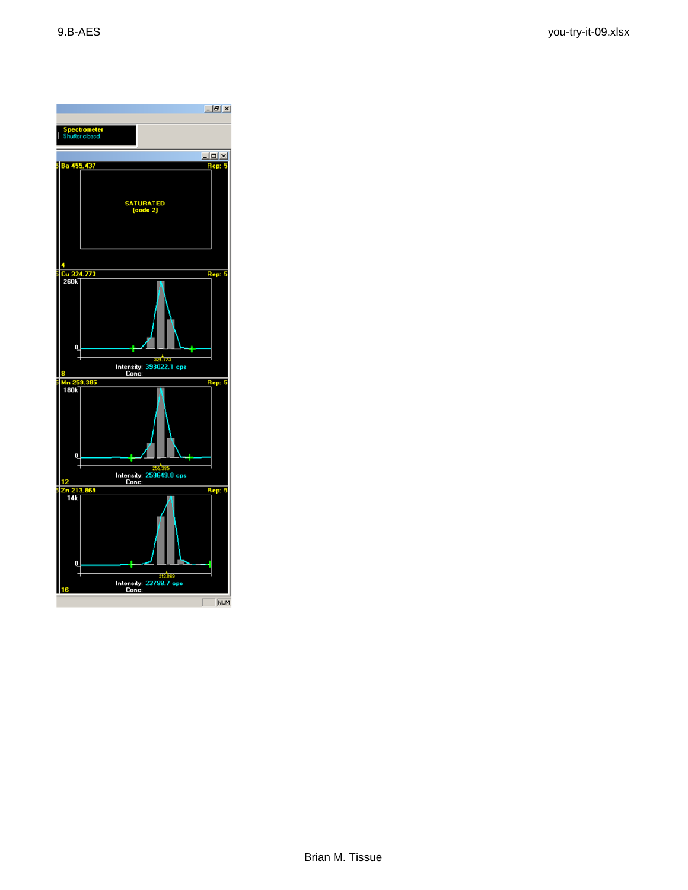Spectrometer
Shutter closed

Ba 455.437 Rep: 5

SATURATED
(code 2)

Cu 324.773 Rep: 5

260k

0

324.773

Intensity: 393022.1 cps
Conc:

Mn 259.385 Rep: 5

180k

0

259.385

Intensity: 253649.0 cps
Conc:

Zn 213.869 Rep: 5

14k

0

213.869

Intensity: 23798.7 cps
Conc:

NUM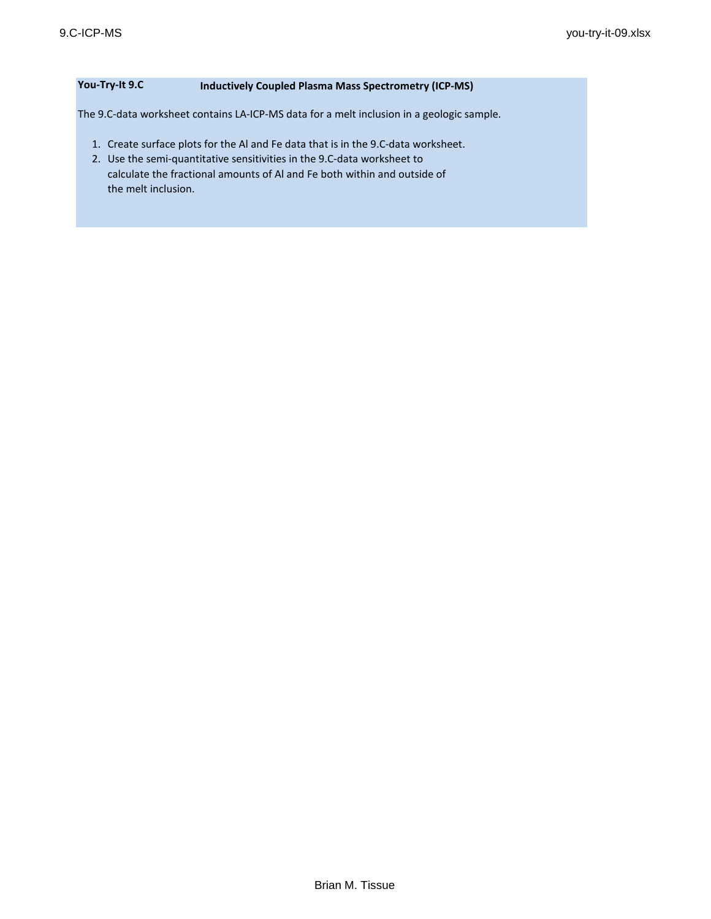**You-Try-It 9.C** **Inductively Coupled Plasma Mass Spectrometry (ICP-MS)**

The 9.C-data worksheet contains LA-ICP-MS data for a melt inclusion in a geologic sample.

1. Create surface plots for the Al and Fe data that is in the 9.C-data worksheet.
2. Use the semi-quantitative sensitivities in the 9.C-data worksheet to calculate the fractional amounts of Al and Fe both within and outside of the melt inclusion.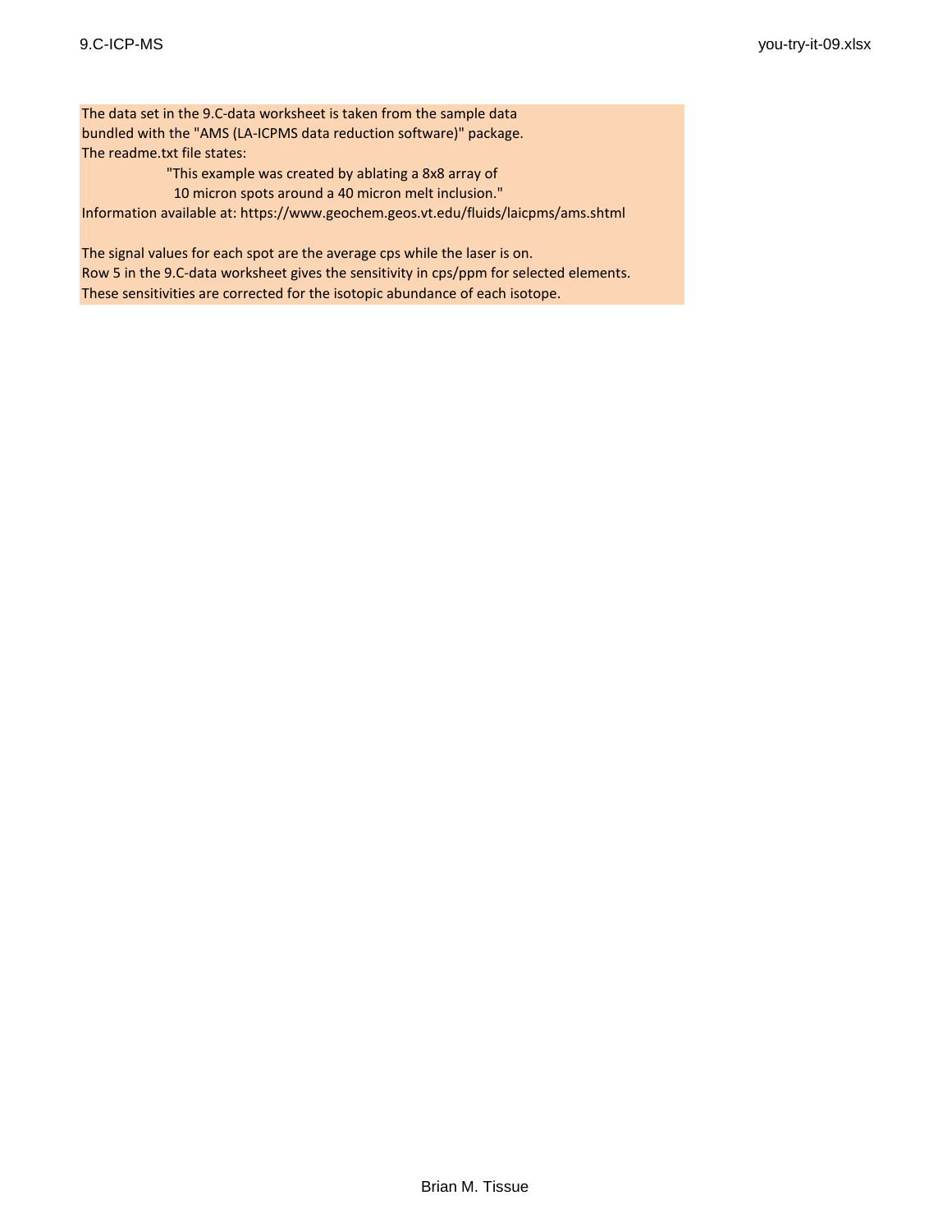The data set in the 9.C-data worksheet is taken from the sample data
bundled with the "AMS (LA-ICPMS data reduction software)" package.
The readme.txt file states:

> "This example was created by ablating a 8x8 array of
> 10 micron spots around a 40 micron melt inclusion."

Information available at: https://www.geochem.geos.vt.edu/fluids/laicpms/ams.shtml

The signal values for each spot are the average cps while the laser is on.
Row 5 in the 9.C-data worksheet gives the sensitivity in cps/ppm for selected elements.
These sensitivities are corrected for the isotopic abundance of each isotope.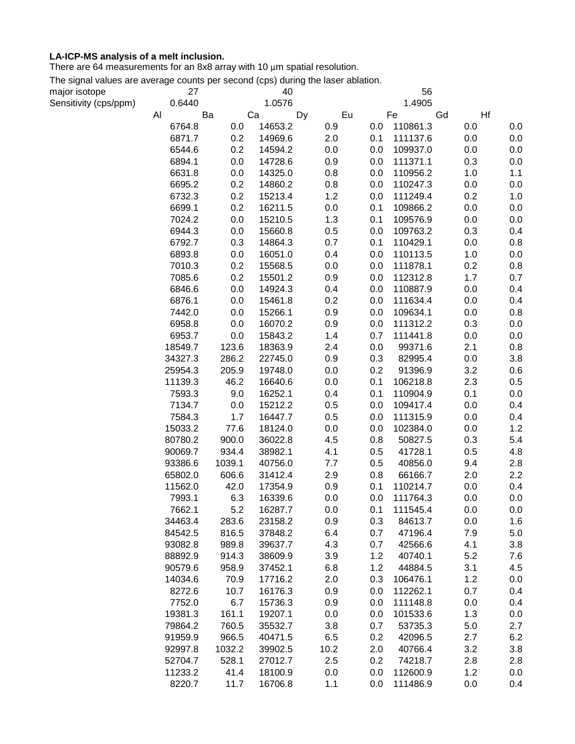**LA-ICP-MS analysis of a melt inclusion.**

There are 64 measurements for an 8x8 array with 10 μm spatial resolution.

The signal values are average counts per second (cps) during the laser ablation.

| | Al | Ba | Ca | Dy | Eu | Fe | Gd | Hf |
|---|---|---|---|---|---|---|---|---|
| major isotope | 27 | | 40 | | | 56 | | |
| Sensitivity (cps/ppm) | 0.6440 | | 1.0576 | | | 1.4905 | | |
| | 6764.8 | 0.0 | 14653.2 | 0.9 | 0.0 | 110861.3 | 0.0 | 0.0 |
| | 6871.7 | 0.2 | 14969.6 | 2.0 | 0.1 | 111137.6 | 0.0 | 0.0 |
| | 6544.6 | 0.2 | 14594.2 | 0.0 | 0.0 | 109937.0 | 0.0 | 0.0 |
| | 6894.1 | 0.0 | 14728.6 | 0.9 | 0.0 | 111371.1 | 0.3 | 0.0 |
| | 6631.8 | 0.0 | 14325.0 | 0.8 | 0.0 | 110956.2 | 1.0 | 1.1 |
| | 6695.2 | 0.2 | 14860.2 | 0.8 | 0.0 | 110247.3 | 0.0 | 0.0 |
| | 6732.3 | 0.2 | 15213.4 | 1.2 | 0.0 | 111249.4 | 0.2 | 1.0 |
| | 6699.1 | 0.2 | 16211.5 | 0.0 | 0.1 | 109866.2 | 0.0 | 0.0 |
| | 7024.2 | 0.0 | 15210.5 | 1.3 | 0.1 | 109576.9 | 0.0 | 0.0 |
| | 6944.3 | 0.0 | 15660.8 | 0.5 | 0.0 | 109763.2 | 0.3 | 0.4 |
| | 6792.7 | 0.3 | 14864.3 | 0.7 | 0.1 | 110429.1 | 0.0 | 0.8 |
| | 6893.8 | 0.0 | 16051.0 | 0.4 | 0.0 | 110113.5 | 1.0 | 0.0 |
| | 7010.3 | 0.2 | 15568.5 | 0.0 | 0.0 | 111878.1 | 0.2 | 0.8 |
| | 7085.6 | 0.2 | 15501.2 | 0.9 | 0.0 | 112312.8 | 1.7 | 0.7 |
| | 6846.6 | 0.0 | 14924.3 | 0.4 | 0.0 | 110887.9 | 0.0 | 0.4 |
| | 6876.1 | 0.0 | 15461.8 | 0.2 | 0.0 | 111634.4 | 0.0 | 0.4 |
| | 7442.0 | 0.0 | 15266.1 | 0.9 | 0.0 | 109634.1 | 0.0 | 0.8 |
| | 6958.8 | 0.0 | 16070.2 | 0.9 | 0.0 | 111312.2 | 0.3 | 0.0 |
| | 6953.7 | 0.0 | 15843.2 | 1.4 | 0.7 | 111441.8 | 0.0 | 0.0 |
| | 18549.7 | 123.6 | 18363.9 | 2.4 | 0.0 | 99371.6 | 2.1 | 0.8 |
| | 34327.3 | 286.2 | 22745.0 | 0.9 | 0.3 | 82995.4 | 0.0 | 3.8 |
| | 25954.3 | 205.9 | 19748.0 | 0.0 | 0.2 | 91396.9 | 3.2 | 0.6 |
| | 11139.3 | 46.2 | 16640.6 | 0.0 | 0.1 | 106218.8 | 2.3 | 0.5 |
| | 7593.3 | 9.0 | 16252.1 | 0.4 | 0.1 | 110904.9 | 0.1 | 0.0 |
| | 7134.7 | 0.0 | 15212.2 | 0.5 | 0.0 | 109417.4 | 0.0 | 0.4 |
| | 7584.3 | 1.7 | 16447.7 | 0.5 | 0.0 | 111315.9 | 0.0 | 0.4 |
| | 15033.2 | 77.6 | 18124.0 | 0.0 | 0.0 | 102384.0 | 0.0 | 1.2 |
| | 80780.2 | 900.0 | 36022.8 | 4.5 | 0.8 | 50827.5 | 0.3 | 5.4 |
| | 90069.7 | 934.4 | 38982.1 | 4.1 | 0.5 | 41728.1 | 0.5 | 4.8 |
| | 93386.6 | 1039.1 | 40756.0 | 7.7 | 0.5 | 40856.0 | 9.4 | 2.8 |
| | 65802.0 | 606.6 | 31412.4 | 2.9 | 0.8 | 66166.7 | 2.0 | 2.2 |
| | 11562.0 | 42.0 | 17354.9 | 0.9 | 0.1 | 110214.7 | 0.0 | 0.4 |
| | 7993.1 | 6.3 | 16339.6 | 0.0 | 0.0 | 111764.3 | 0.0 | 0.0 |
| | 7662.1 | 5.2 | 16287.7 | 0.0 | 0.1 | 111545.4 | 0.0 | 0.0 |
| | 34463.4 | 283.6 | 23158.2 | 0.9 | 0.3 | 84613.7 | 0.0 | 1.6 |
| | 84542.5 | 816.5 | 37848.2 | 6.4 | 0.7 | 47196.4 | 7.9 | 5.0 |
| | 93082.8 | 989.8 | 39637.7 | 4.3 | 0.7 | 42566.6 | 4.1 | 3.8 |
| | 88892.9 | 914.3 | 38609.9 | 3.9 | 1.2 | 40740.1 | 5.2 | 7.6 |
| | 90579.6 | 958.9 | 37452.1 | 6.8 | 1.2 | 44884.5 | 3.1 | 4.5 |
| | 14034.6 | 70.9 | 17716.2 | 2.0 | 0.3 | 106476.1 | 1.2 | 0.0 |
| | 8272.6 | 10.7 | 16176.3 | 0.9 | 0.0 | 112262.1 | 0.7 | 0.4 |
| | 7752.0 | 6.7 | 15736.3 | 0.9 | 0.0 | 111148.8 | 0.0 | 0.4 |
| | 19381.3 | 161.1 | 19207.1 | 0.0 | 0.0 | 101533.6 | 1.3 | 0.0 |
| | 79864.2 | 760.5 | 35532.7 | 3.8 | 0.7 | 53735.3 | 5.0 | 2.7 |
| | 91959.9 | 966.5 | 40471.5 | 6.5 | 0.2 | 42096.5 | 2.7 | 6.2 |
| | 92997.8 | 1032.2 | 39902.5 | 10.2 | 2.0 | 40766.4 | 3.2 | 3.8 |
| | 52704.7 | 528.1 | 27012.7 | 2.5 | 0.2 | 74218.7 | 2.8 | 2.8 |
| | 11233.2 | 41.4 | 18100.9 | 0.0 | 0.0 | 112600.9 | 1.2 | 0.0 |
| | 8220.7 | 11.7 | 16706.8 | 1.1 | 0.0 | 111486.9 | 0.0 | 0.4 |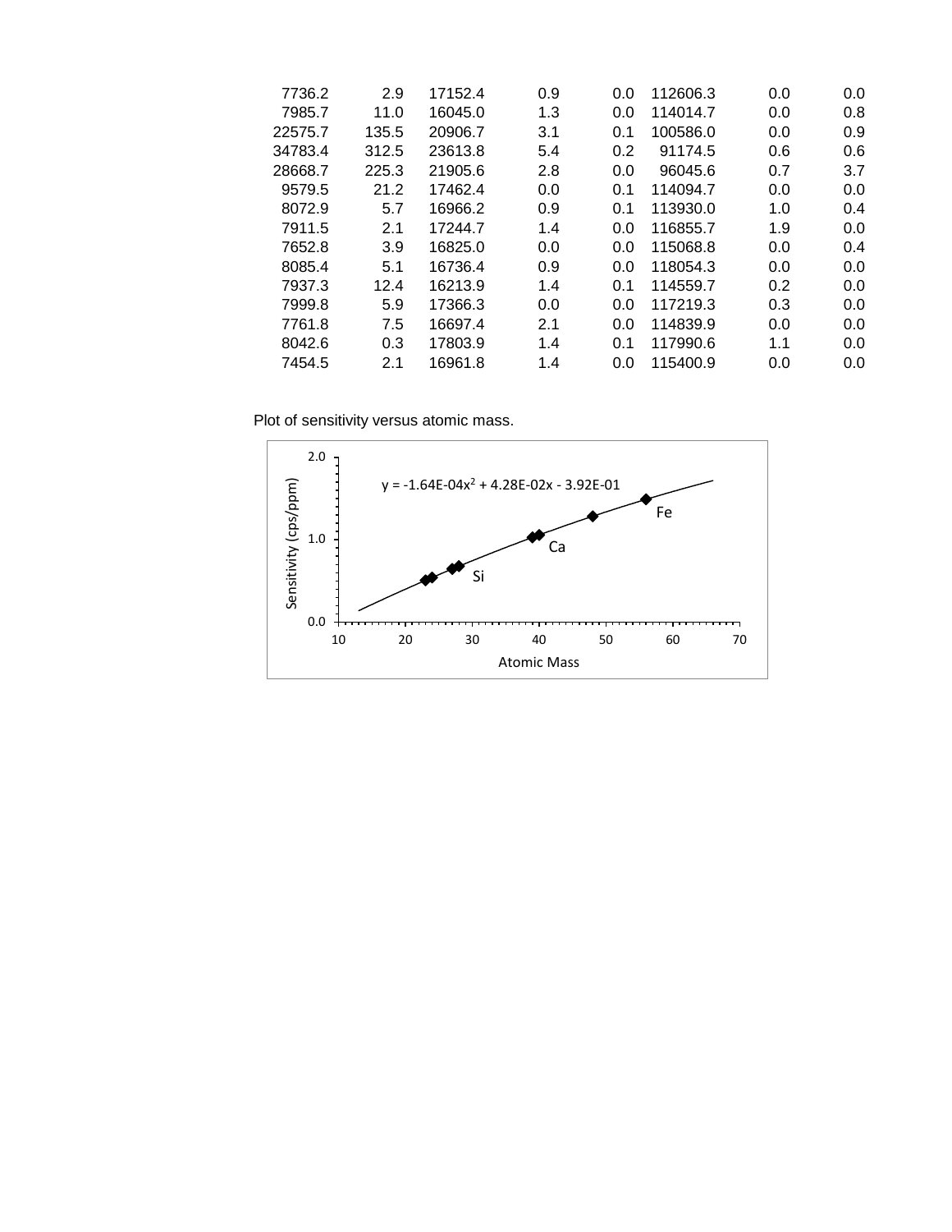| | | | | | | | |
|---|---|---|---|---|---|---|---|
| 7736.2 | 2.9 | 17152.4 | 0.9 | 0.0 | 112606.3 | 0.0 | 0.0 |
| 7985.7 | 11.0 | 16045.0 | 1.3 | 0.0 | 114014.7 | 0.0 | 0.8 |
| 22575.7 | 135.5 | 20906.7 | 3.1 | 0.1 | 100586.0 | 0.0 | 0.9 |
| 34783.4 | 312.5 | 23613.8 | 5.4 | 0.2 | 91174.5 | 0.6 | 0.6 |
| 28668.7 | 225.3 | 21905.6 | 2.8 | 0.0 | 96045.6 | 0.7 | 3.7 |
| 9579.5 | 21.2 | 17462.4 | 0.0 | 0.1 | 114094.7 | 0.0 | 0.0 |
| 8072.9 | 5.7 | 16966.2 | 0.9 | 0.1 | 113930.0 | 1.0 | 0.4 |
| 7911.5 | 2.1 | 17244.7 | 1.4 | 0.0 | 116855.7 | 1.9 | 0.0 |
| 7652.8 | 3.9 | 16825.0 | 0.0 | 0.0 | 115068.8 | 0.0 | 0.4 |
| 8085.4 | 5.1 | 16736.4 | 0.9 | 0.0 | 118054.3 | 0.0 | 0.0 |
| 7937.3 | 12.4 | 16213.9 | 1.4 | 0.1 | 114559.7 | 0.2 | 0.0 |
| 7999.8 | 5.9 | 17366.3 | 0.0 | 0.0 | 117219.3 | 0.3 | 0.0 |
| 7761.8 | 7.5 | 16697.4 | 2.1 | 0.0 | 114839.9 | 0.0 | 0.0 |
| 8042.6 | 0.3 | 17803.9 | 1.4 | 0.1 | 117990.6 | 1.1 | 0.0 |
| 7454.5 | 2.1 | 16961.8 | 1.4 | 0.0 | 115400.9 | 0.0 | 0.0 |

Plot of sensitivity versus atomic mass.

$$y = -1.64E\text{-}04x^2 + 4.28E\text{-}02x - 3.92E\text{-}01$$

Sensitivity (cps/ppm) vs. Atomic Mass (points labeled Si, Ca, Fe)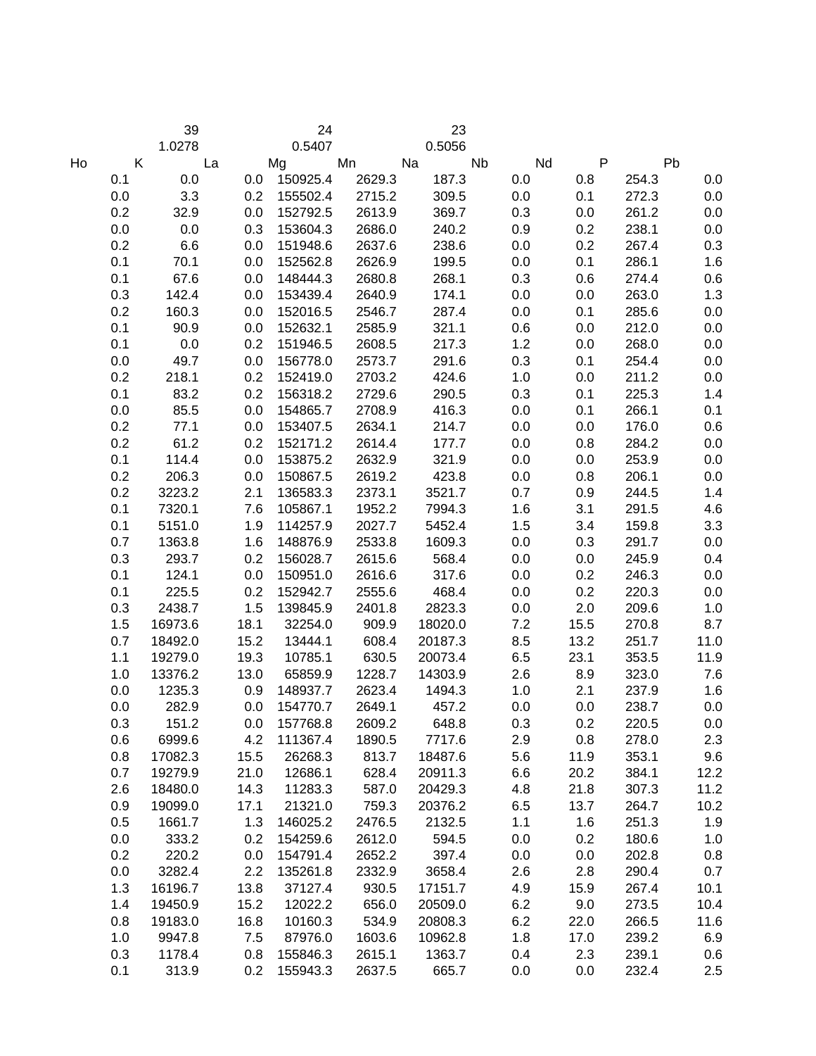| | | | | | | | | | |
|---|---|---|---|---|---|---|---|---|---|
| | 39 | | 24 | | 23 | | | | |
| | 1.0278 | | 0.5407 | | 0.5056 | | | | |
| Ho | K | La | Mg | Mn | Na | Nb | Nd | P | Pb |
| 0.1 | 0.0 | 0.0 | 150925.4 | 2629.3 | 187.3 | 0.0 | 0.8 | 254.3 | 0.0 |
| 0.0 | 3.3 | 0.2 | 155502.4 | 2715.2 | 309.5 | 0.0 | 0.1 | 272.3 | 0.0 |
| 0.2 | 32.9 | 0.0 | 152792.5 | 2613.9 | 369.7 | 0.3 | 0.0 | 261.2 | 0.0 |
| 0.0 | 0.0 | 0.3 | 153604.3 | 2686.0 | 240.2 | 0.9 | 0.2 | 238.1 | 0.0 |
| 0.2 | 6.6 | 0.0 | 151948.6 | 2637.6 | 238.6 | 0.0 | 0.2 | 267.4 | 0.3 |
| 0.1 | 70.1 | 0.0 | 152562.8 | 2626.9 | 199.5 | 0.0 | 0.1 | 286.1 | 1.6 |
| 0.1 | 67.6 | 0.0 | 148444.3 | 2680.8 | 268.1 | 0.3 | 0.6 | 274.4 | 0.6 |
| 0.3 | 142.4 | 0.0 | 153439.4 | 2640.9 | 174.1 | 0.0 | 0.0 | 263.0 | 1.3 |
| 0.2 | 160.3 | 0.0 | 152016.5 | 2546.7 | 287.4 | 0.0 | 0.1 | 285.6 | 0.0 |
| 0.1 | 90.9 | 0.0 | 152632.1 | 2585.9 | 321.1 | 0.6 | 0.0 | 212.0 | 0.0 |
| 0.1 | 0.0 | 0.2 | 151946.5 | 2608.5 | 217.3 | 1.2 | 0.0 | 268.0 | 0.0 |
| 0.0 | 49.7 | 0.0 | 156778.0 | 2573.7 | 291.6 | 0.3 | 0.1 | 254.4 | 0.0 |
| 0.2 | 218.1 | 0.2 | 152419.0 | 2703.2 | 424.6 | 1.0 | 0.0 | 211.2 | 0.0 |
| 0.1 | 83.2 | 0.2 | 156318.2 | 2729.6 | 290.5 | 0.3 | 0.1 | 225.3 | 1.4 |
| 0.0 | 85.5 | 0.0 | 154865.7 | 2708.9 | 416.3 | 0.0 | 0.1 | 266.1 | 0.1 |
| 0.2 | 77.1 | 0.0 | 153407.5 | 2634.1 | 214.7 | 0.0 | 0.0 | 176.0 | 0.6 |
| 0.2 | 61.2 | 0.2 | 152171.2 | 2614.4 | 177.7 | 0.0 | 0.8 | 284.2 | 0.0 |
| 0.1 | 114.4 | 0.0 | 153875.2 | 2632.9 | 321.9 | 0.0 | 0.0 | 253.9 | 0.0 |
| 0.2 | 206.3 | 0.0 | 150867.5 | 2619.2 | 423.8 | 0.0 | 0.8 | 206.1 | 0.0 |
| 0.2 | 3223.2 | 2.1 | 136583.3 | 2373.1 | 3521.7 | 0.7 | 0.9 | 244.5 | 1.4 |
| 0.1 | 7320.1 | 7.6 | 105867.1 | 1952.2 | 7994.3 | 1.6 | 3.1 | 291.5 | 4.6 |
| 0.1 | 5151.0 | 1.9 | 114257.9 | 2027.7 | 5452.4 | 1.5 | 3.4 | 159.8 | 3.3 |
| 0.7 | 1363.8 | 1.6 | 148876.9 | 2533.8 | 1609.3 | 0.0 | 0.3 | 291.7 | 0.0 |
| 0.3 | 293.7 | 0.2 | 156028.7 | 2615.6 | 568.4 | 0.0 | 0.0 | 245.9 | 0.4 |
| 0.1 | 124.1 | 0.0 | 150951.0 | 2616.6 | 317.6 | 0.0 | 0.2 | 246.3 | 0.0 |
| 0.1 | 225.5 | 0.2 | 152942.7 | 2555.6 | 468.4 | 0.0 | 0.2 | 220.3 | 0.0 |
| 0.3 | 2438.7 | 1.5 | 139845.9 | 2401.8 | 2823.3 | 0.0 | 2.0 | 209.6 | 1.0 |
| 1.5 | 16973.6 | 18.1 | 32254.0 | 909.9 | 18020.0 | 7.2 | 15.5 | 270.8 | 8.7 |
| 0.7 | 18492.0 | 15.2 | 13444.1 | 608.4 | 20187.3 | 8.5 | 13.2 | 251.7 | 11.0 |
| 1.1 | 19279.0 | 19.3 | 10785.1 | 630.5 | 20073.4 | 6.5 | 23.1 | 353.5 | 11.9 |
| 1.0 | 13376.2 | 13.0 | 65859.9 | 1228.7 | 14303.9 | 2.6 | 8.9 | 323.0 | 7.6 |
| 0.0 | 1235.3 | 0.9 | 148937.7 | 2623.4 | 1494.3 | 1.0 | 2.1 | 237.9 | 1.6 |
| 0.0 | 282.9 | 0.0 | 154770.7 | 2649.1 | 457.2 | 0.0 | 0.0 | 238.7 | 0.0 |
| 0.3 | 151.2 | 0.0 | 157768.8 | 2609.2 | 648.8 | 0.3 | 0.2 | 220.5 | 0.0 |
| 0.6 | 6999.6 | 4.2 | 111367.4 | 1890.5 | 7717.6 | 2.9 | 0.8 | 278.0 | 2.3 |
| 0.8 | 17082.3 | 15.5 | 26268.3 | 813.7 | 18487.6 | 5.6 | 11.9 | 353.1 | 9.6 |
| 0.7 | 19279.9 | 21.0 | 12686.1 | 628.4 | 20911.3 | 6.6 | 20.2 | 384.1 | 12.2 |
| 2.6 | 18480.0 | 14.3 | 11283.3 | 587.0 | 20429.3 | 4.8 | 21.8 | 307.3 | 11.2 |
| 0.9 | 19099.0 | 17.1 | 21321.0 | 759.3 | 20376.2 | 6.5 | 13.7 | 264.7 | 10.2 |
| 0.5 | 1661.7 | 1.3 | 146025.2 | 2476.5 | 2132.5 | 1.1 | 1.6 | 251.3 | 1.9 |
| 0.0 | 333.2 | 0.2 | 154259.6 | 2612.0 | 594.5 | 0.0 | 0.2 | 180.6 | 1.0 |
| 0.2 | 220.2 | 0.0 | 154791.4 | 2652.2 | 397.4 | 0.0 | 0.0 | 202.8 | 0.8 |
| 0.0 | 3282.4 | 2.2 | 135261.8 | 2332.9 | 3658.4 | 2.6 | 2.8 | 290.4 | 0.7 |
| 1.3 | 16196.7 | 13.8 | 37127.4 | 930.5 | 17151.7 | 4.9 | 15.9 | 267.4 | 10.1 |
| 1.4 | 19450.9 | 15.2 | 12022.2 | 656.0 | 20509.0 | 6.2 | 9.0 | 273.5 | 10.4 |
| 0.8 | 19183.0 | 16.8 | 10160.3 | 534.9 | 20808.3 | 6.2 | 22.0 | 266.5 | 11.6 |
| 1.0 | 9947.8 | 7.5 | 87976.0 | 1603.6 | 10962.8 | 1.8 | 17.0 | 239.2 | 6.9 |
| 0.3 | 1178.4 | 0.8 | 155846.3 | 2615.1 | 1363.7 | 0.4 | 2.3 | 239.1 | 0.6 |
| 0.1 | 313.9 | 0.2 | 155943.3 | 2637.5 | 665.7 | 0.0 | 0.0 | 232.4 | 2.5 |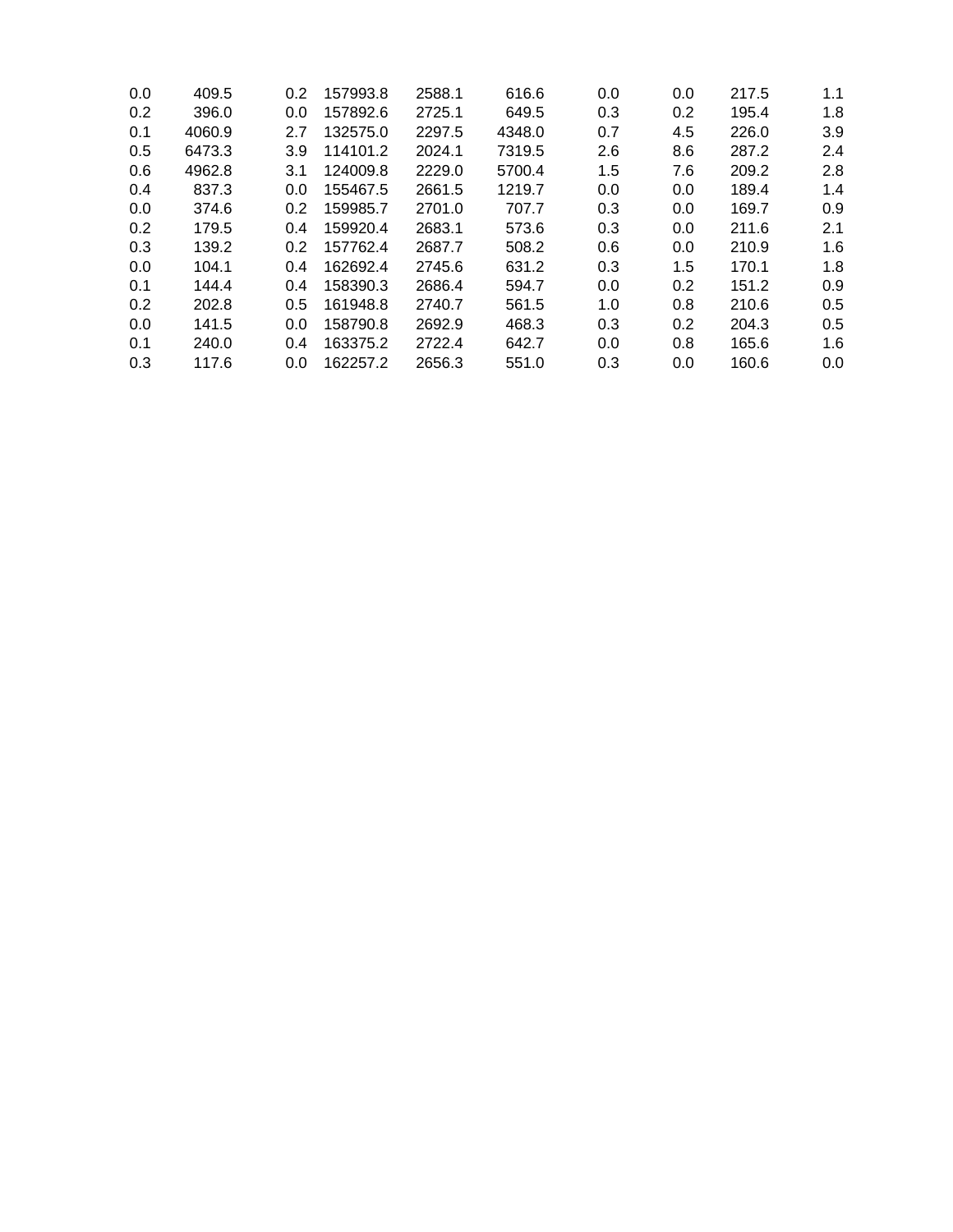| | | | | | | | | | |
|---|---|---|---|---|---|---|---|---|---|
| 0.0 | 409.5 | 0.2 | 157993.8 | 2588.1 | 616.6 | 0.0 | 0.0 | 217.5 | 1.1 |
| 0.2 | 396.0 | 0.0 | 157892.6 | 2725.1 | 649.5 | 0.3 | 0.2 | 195.4 | 1.8 |
| 0.1 | 4060.9 | 2.7 | 132575.0 | 2297.5 | 4348.0 | 0.7 | 4.5 | 226.0 | 3.9 |
| 0.5 | 6473.3 | 3.9 | 114101.2 | 2024.1 | 7319.5 | 2.6 | 8.6 | 287.2 | 2.4 |
| 0.6 | 4962.8 | 3.1 | 124009.8 | 2229.0 | 5700.4 | 1.5 | 7.6 | 209.2 | 2.8 |
| 0.4 | 837.3 | 0.0 | 155467.5 | 2661.5 | 1219.7 | 0.0 | 0.0 | 189.4 | 1.4 |
| 0.0 | 374.6 | 0.2 | 159985.7 | 2701.0 | 707.7 | 0.3 | 0.0 | 169.7 | 0.9 |
| 0.2 | 179.5 | 0.4 | 159920.4 | 2683.1 | 573.6 | 0.3 | 0.0 | 211.6 | 2.1 |
| 0.3 | 139.2 | 0.2 | 157762.4 | 2687.7 | 508.2 | 0.6 | 0.0 | 210.9 | 1.6 |
| 0.0 | 104.1 | 0.4 | 162692.4 | 2745.6 | 631.2 | 0.3 | 1.5 | 170.1 | 1.8 |
| 0.1 | 144.4 | 0.4 | 158390.3 | 2686.4 | 594.7 | 0.0 | 0.2 | 151.2 | 0.9 |
| 0.2 | 202.8 | 0.5 | 161948.8 | 2740.7 | 561.5 | 1.0 | 0.8 | 210.6 | 0.5 |
| 0.0 | 141.5 | 0.0 | 158790.8 | 2692.9 | 468.3 | 0.3 | 0.2 | 204.3 | 0.5 |
| 0.1 | 240.0 | 0.4 | 163375.2 | 2722.4 | 642.7 | 0.0 | 0.8 | 165.6 | 1.6 |
| 0.3 | 117.6 | 0.0 | 162257.2 | 2656.3 | 551.0 | 0.3 | 0.0 | 160.6 | 0.0 |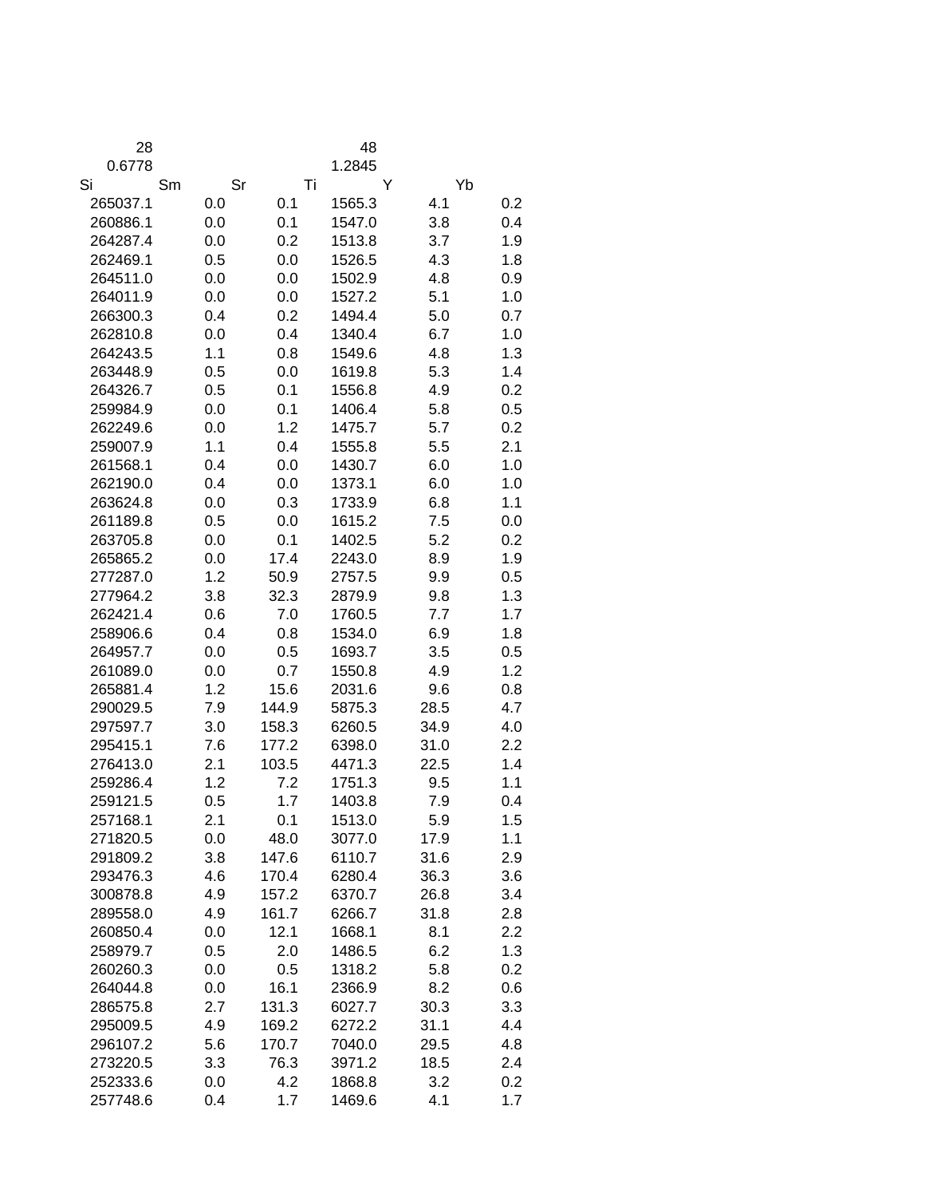| 28 | | | 48 | | |
|---|---|---|---|---|---|
| 0.6778 | | | 1.2845 | | |
| Si | Sm | Sr | Ti | Y | Yb |
| 265037.1 | 0.0 | 0.1 | 1565.3 | 4.1 | 0.2 |
| 260886.1 | 0.0 | 0.1 | 1547.0 | 3.8 | 0.4 |
| 264287.4 | 0.0 | 0.2 | 1513.8 | 3.7 | 1.9 |
| 262469.1 | 0.5 | 0.0 | 1526.5 | 4.3 | 1.8 |
| 264511.0 | 0.0 | 0.0 | 1502.9 | 4.8 | 0.9 |
| 264011.9 | 0.0 | 0.0 | 1527.2 | 5.1 | 1.0 |
| 266300.3 | 0.4 | 0.2 | 1494.4 | 5.0 | 0.7 |
| 262810.8 | 0.0 | 0.4 | 1340.4 | 6.7 | 1.0 |
| 264243.5 | 1.1 | 0.8 | 1549.6 | 4.8 | 1.3 |
| 263448.9 | 0.5 | 0.0 | 1619.8 | 5.3 | 1.4 |
| 264326.7 | 0.5 | 0.1 | 1556.8 | 4.9 | 0.2 |
| 259984.9 | 0.0 | 0.1 | 1406.4 | 5.8 | 0.5 |
| 262249.6 | 0.0 | 1.2 | 1475.7 | 5.7 | 0.2 |
| 259007.9 | 1.1 | 0.4 | 1555.8 | 5.5 | 2.1 |
| 261568.1 | 0.4 | 0.0 | 1430.7 | 6.0 | 1.0 |
| 262190.0 | 0.4 | 0.0 | 1373.1 | 6.0 | 1.0 |
| 263624.8 | 0.0 | 0.3 | 1733.9 | 6.8 | 1.1 |
| 261189.8 | 0.5 | 0.0 | 1615.2 | 7.5 | 0.0 |
| 263705.8 | 0.0 | 0.1 | 1402.5 | 5.2 | 0.2 |
| 265865.2 | 0.0 | 17.4 | 2243.0 | 8.9 | 1.9 |
| 277287.0 | 1.2 | 50.9 | 2757.5 | 9.9 | 0.5 |
| 277964.2 | 3.8 | 32.3 | 2879.9 | 9.8 | 1.3 |
| 262421.4 | 0.6 | 7.0 | 1760.5 | 7.7 | 1.7 |
| 258906.6 | 0.4 | 0.8 | 1534.0 | 6.9 | 1.8 |
| 264957.7 | 0.0 | 0.5 | 1693.7 | 3.5 | 0.5 |
| 261089.0 | 0.0 | 0.7 | 1550.8 | 4.9 | 1.2 |
| 265881.4 | 1.2 | 15.6 | 2031.6 | 9.6 | 0.8 |
| 290029.5 | 7.9 | 144.9 | 5875.3 | 28.5 | 4.7 |
| 297597.7 | 3.0 | 158.3 | 6260.5 | 34.9 | 4.0 |
| 295415.1 | 7.6 | 177.2 | 6398.0 | 31.0 | 2.2 |
| 276413.0 | 2.1 | 103.5 | 4471.3 | 22.5 | 1.4 |
| 259286.4 | 1.2 | 7.2 | 1751.3 | 9.5 | 1.1 |
| 259121.5 | 0.5 | 1.7 | 1403.8 | 7.9 | 0.4 |
| 257168.1 | 2.1 | 0.1 | 1513.0 | 5.9 | 1.5 |
| 271820.5 | 0.0 | 48.0 | 3077.0 | 17.9 | 1.1 |
| 291809.2 | 3.8 | 147.6 | 6110.7 | 31.6 | 2.9 |
| 293476.3 | 4.6 | 170.4 | 6280.4 | 36.3 | 3.6 |
| 300878.8 | 4.9 | 157.2 | 6370.7 | 26.8 | 3.4 |
| 289558.0 | 4.9 | 161.7 | 6266.7 | 31.8 | 2.8 |
| 260850.4 | 0.0 | 12.1 | 1668.1 | 8.1 | 2.2 |
| 258979.7 | 0.5 | 2.0 | 1486.5 | 6.2 | 1.3 |
| 260260.3 | 0.0 | 0.5 | 1318.2 | 5.8 | 0.2 |
| 264044.8 | 0.0 | 16.1 | 2366.9 | 8.2 | 0.6 |
| 286575.8 | 2.7 | 131.3 | 6027.7 | 30.3 | 3.3 |
| 295009.5 | 4.9 | 169.2 | 6272.2 | 31.1 | 4.4 |
| 296107.2 | 5.6 | 170.7 | 7040.0 | 29.5 | 4.8 |
| 273220.5 | 3.3 | 76.3 | 3971.2 | 18.5 | 2.4 |
| 252333.6 | 0.0 | 4.2 | 1868.8 | 3.2 | 0.2 |
| 257748.6 | 0.4 | 1.7 | 1469.6 | 4.1 | 1.7 |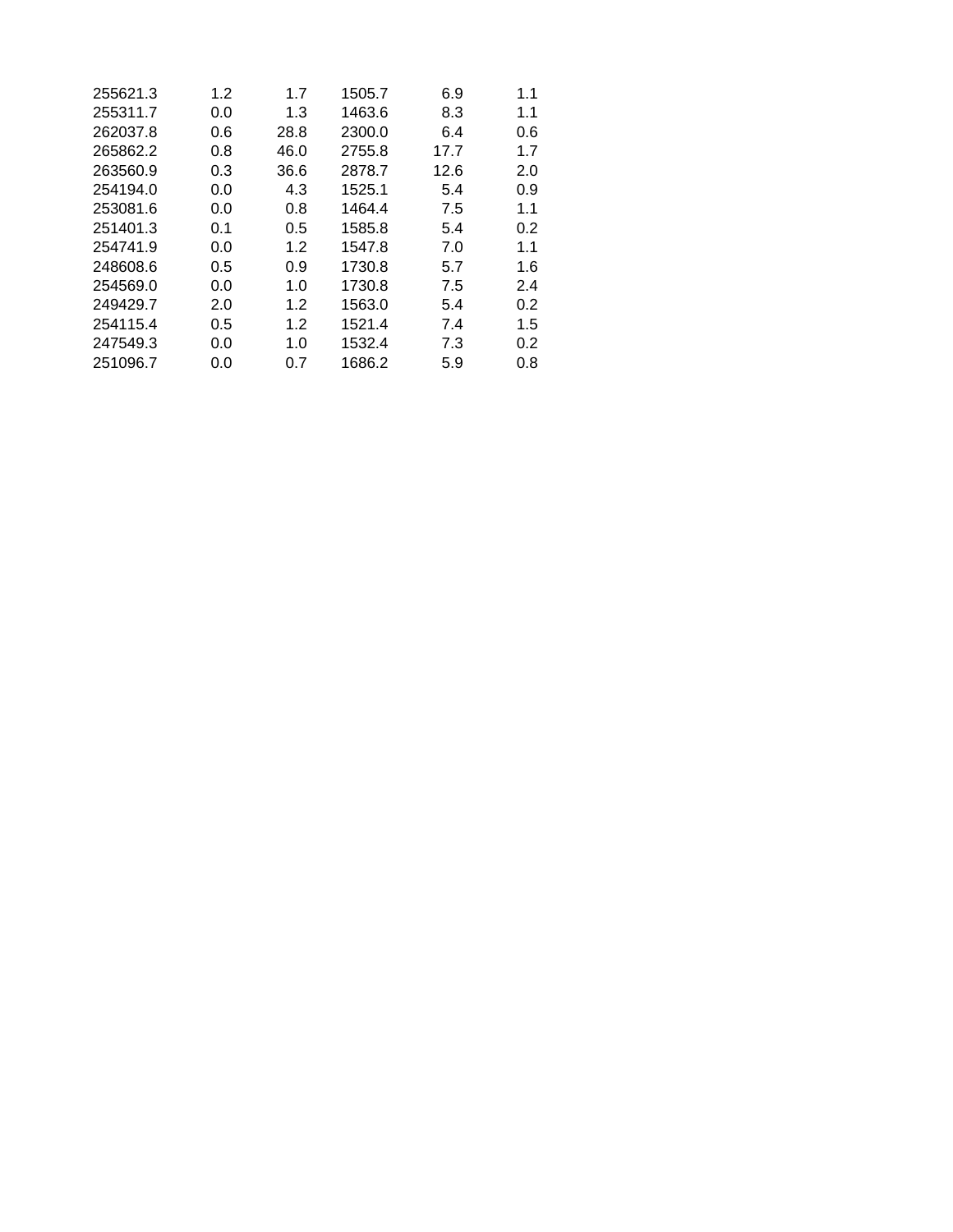| | | | | | |
|---|---|---|---|---|---|
| 255621.3 | 1.2 | 1.7 | 1505.7 | 6.9 | 1.1 |
| 255311.7 | 0.0 | 1.3 | 1463.6 | 8.3 | 1.1 |
| 262037.8 | 0.6 | 28.8 | 2300.0 | 6.4 | 0.6 |
| 265862.2 | 0.8 | 46.0 | 2755.8 | 17.7 | 1.7 |
| 263560.9 | 0.3 | 36.6 | 2878.7 | 12.6 | 2.0 |
| 254194.0 | 0.0 | 4.3 | 1525.1 | 5.4 | 0.9 |
| 253081.6 | 0.0 | 0.8 | 1464.4 | 7.5 | 1.1 |
| 251401.3 | 0.1 | 0.5 | 1585.8 | 5.4 | 0.2 |
| 254741.9 | 0.0 | 1.2 | 1547.8 | 7.0 | 1.1 |
| 248608.6 | 0.5 | 0.9 | 1730.8 | 5.7 | 1.6 |
| 254569.0 | 0.0 | 1.0 | 1730.8 | 7.5 | 2.4 |
| 249429.7 | 2.0 | 1.2 | 1563.0 | 5.4 | 0.2 |
| 254115.4 | 0.5 | 1.2 | 1521.4 | 7.4 | 1.5 |
| 247549.3 | 0.0 | 1.0 | 1532.4 | 7.3 | 0.2 |
| 251096.7 | 0.0 | 0.7 | 1686.2 | 5.9 | 0.8 |